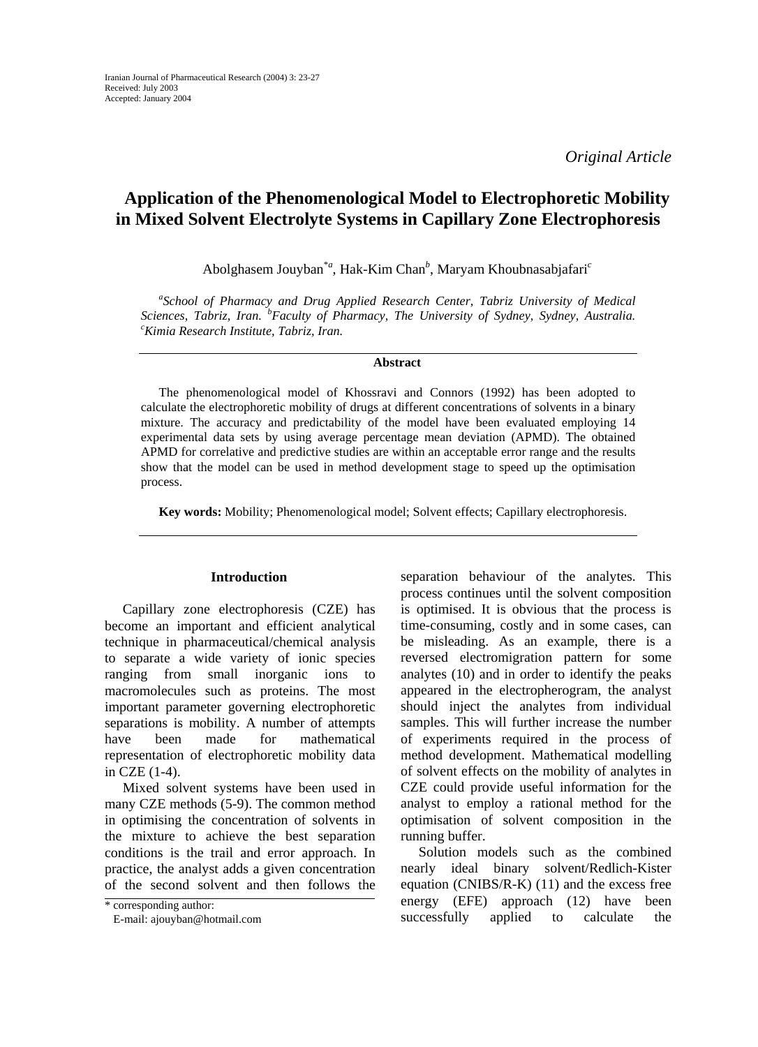*Original Article*

# Application of the Phenomenological Model to Electrophoretic Mobility in Mixed Solvent Electrolyte Systems in Capillary Zone Electrophoresis

Abolghasem Jouyban[*a], Hak-Kim Chan[b], Maryam Khoubnasabjafari[c]

[a]*School of Pharmacy and Drug Applied Research Center, Tabriz University of Medical Sciences, Tabriz, Iran.* [b]*Faculty of Pharmacy, The University of Sydney, Sydney, Australia.* [c]*Kimia Research Institute, Tabriz, Iran.*

## Abstract

The phenomenological model of Khossravi and Connors (1992) has been adopted to calculate the electrophoretic mobility of drugs at different concentrations of solvents in a binary mixture. The accuracy and predictability of the model have been evaluated employing 14 experimental data sets by using average percentage mean deviation (APMD). The obtained APMD for correlative and predictive studies are within an acceptable error range and the results show that the model can be used in method development stage to speed up the optimisation process.

**Key words:** Mobility; Phenomenological model; Solvent effects; Capillary electrophoresis.

## Introduction

Capillary zone electrophoresis (CZE) has become an important and efficient analytical technique in pharmaceutical/chemical analysis to separate a wide variety of ionic species ranging from small inorganic ions to macromolecules such as proteins. The most important parameter governing electrophoretic separations is mobility. A number of attempts have been made for mathematical representation of electrophoretic mobility data in CZE (1-4).

Mixed solvent systems have been used in many CZE methods (5-9). The common method in optimising the concentration of solvents in the mixture to achieve the best separation conditions is the trail and error approach. In practice, the analyst adds a given concentration of the second solvent and then follows the separation behaviour of the analytes. This process continues until the solvent composition is optimised. It is obvious that the process is time-consuming, costly and in some cases, can be misleading. As an example, there is a reversed electromigration pattern for some analytes (10) and in order to identify the peaks appeared in the electropherogram, the analyst should inject the analytes from individual samples. This will further increase the number of experiments required in the process of method development. Mathematical modelling of solvent effects on the mobility of analytes in CZE could provide useful information for the analyst to employ a rational method for the optimisation of solvent composition in the running buffer.

Solution models such as the combined nearly ideal binary solvent/Redlich-Kister equation (CNIBS/R-K) (11) and the excess free energy (EFE) approach (12) have been successfully applied to calculate the

\* corresponding author:
E-mail: ajouyban@hotmail.com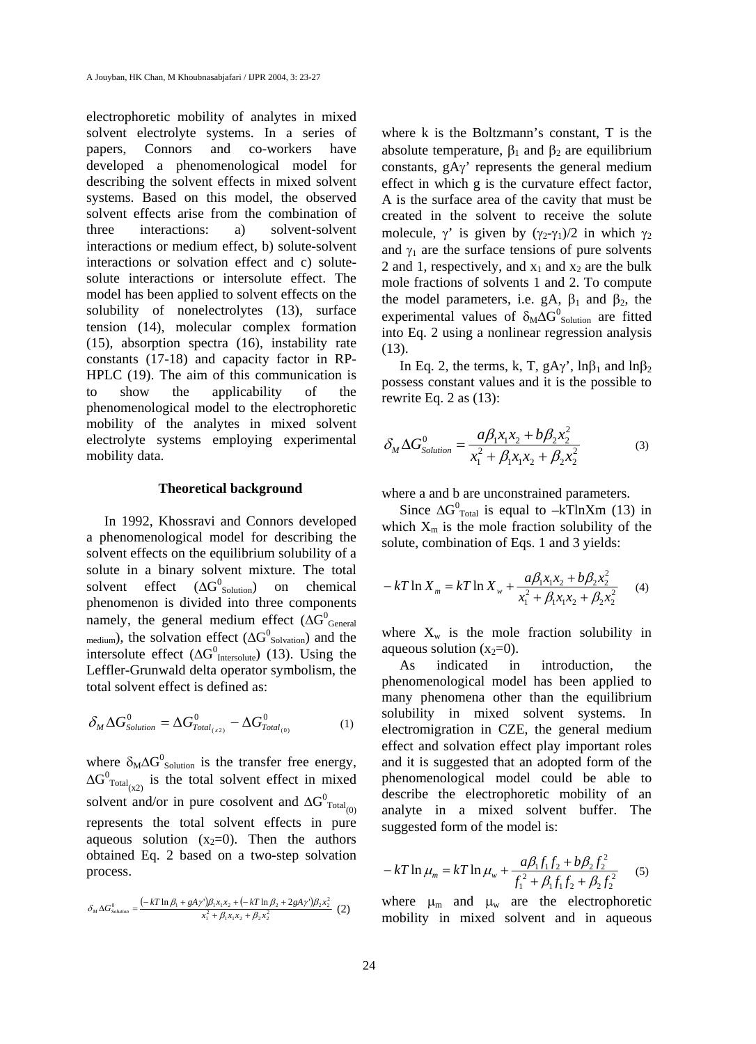electrophoretic mobility of analytes in mixed solvent electrolyte systems. In a series of papers, Connors and co-workers have developed a phenomenological model for describing the solvent effects in mixed solvent systems. Based on this model, the observed solvent effects arise from the combination of three interactions: a) solvent-solvent interactions or medium effect, b) solute-solvent interactions or solvation effect and c) solute-solute interactions or intersolute effect. The model has been applied to solvent effects on the solubility of nonelectrolytes (13), surface tension (14), molecular complex formation (15), absorption spectra (16), instability rate constants (17-18) and capacity factor in RP-HPLC (19). The aim of this communication is to show the applicability of the phenomenological model to the electrophoretic mobility of the analytes in mixed solvent electrolyte systems employing experimental mobility data.

## Theoretical background

In 1992, Khossravi and Connors developed a phenomenological model for describing the solvent effects on the equilibrium solubility of a solute in a binary solvent mixture. The total solvent effect ($\Delta G^0_{Solution}$) on chemical phenomenon is divided into three components namely, the general medium effect ($\Delta G^0_{General\ medium}$), the solvation effect ($\Delta G^0_{Solvation}$) and the intersolute effect ($\Delta G^0_{Intersolute}$) (13). Using the Leffler-Grunwald delta operator symbolism, the total solvent effect is defined as:

$$\delta_M \Delta G^0_{Solution} = \Delta G^0_{Total_{(x2)}} - \Delta G^0_{Total_{(0)}} \tag{1}$$

where $\delta_M \Delta G^0_{Solution}$ is the transfer free energy, $\Delta G^0_{Total_{(x2)}}$ is the total solvent effect in mixed solvent and/or in pure cosolvent and $\Delta G^0_{Total_{(0)}}$ represents the total solvent effects in pure aqueous solution ($x_2$=0). Then the authors obtained Eq. 2 based on a two-step solvation process.

$$\delta_M \Delta G^0_{Solution} = \frac{(-kT\ln\beta_1 + gA\gamma')\beta_1 x_1 x_2 + (-kT\ln\beta_2 + 2gA\gamma')\beta_2 x_2^2}{x_1^2 + \beta_1 x_1 x_2 + \beta_2 x_2^2} \tag{2}$$

where k is the Boltzmann's constant, T is the absolute temperature, $\beta_1$ and $\beta_2$ are equilibrium constants, $gA\gamma'$ represents the general medium effect in which g is the curvature effect factor, A is the surface area of the cavity that must be created in the solvent to receive the solute molecule, $\gamma'$ is given by $(\gamma_2-\gamma_1)/2$ in which $\gamma_2$ and $\gamma_1$ are the surface tensions of pure solvents 2 and 1, respectively, and $x_1$ and $x_2$ are the bulk mole fractions of solvents 1 and 2. To compute the model parameters, i.e. gA, $\beta_1$ and $\beta_2$, the experimental values of $\delta_M \Delta G^0_{Solution}$ are fitted into Eq. 2 using a nonlinear regression analysis (13).

In Eq. 2, the terms, k, T, $gA\gamma'$, $\ln\beta_1$ and $\ln\beta_2$ possess constant values and it is the possible to rewrite Eq. 2 as (13):

$$\delta_M \Delta G^0_{Solution} = \frac{a\beta_1 x_1 x_2 + b\beta_2 x_2^2}{x_1^2 + \beta_1 x_1 x_2 + \beta_2 x_2^2} \tag{3}$$

where a and b are unconstrained parameters.

Since $\Delta G^0_{Total}$ is equal to $-kT\ln X_m$ (13) in which $X_m$ is the mole fraction solubility of the solute, combination of Eqs. 1 and 3 yields:

$$-kT\ln X_m = kT\ln X_w + \frac{a\beta_1 x_1 x_2 + b\beta_2 x_2^2}{x_1^2 + \beta_1 x_1 x_2 + \beta_2 x_2^2} \tag{4}$$

where $X_w$ is the mole fraction solubility in aqueous solution ($x_2$=0).

As indicated in introduction, the phenomenological model has been applied to many phenomena other than the equilibrium solubility in mixed solvent systems. In electromigration in CZE, the general medium effect and solvation effect play important roles and it is suggested that an adopted form of the phenomenological model could be able to describe the electrophoretic mobility of an analyte in a mixed solvent buffer. The suggested form of the model is:

$$-kT\ln \mu_m = kT\ln \mu_w + \frac{a\beta_1 f_1 f_2 + b\beta_2 f_2^2}{f_1^2 + \beta_1 f_1 f_2 + \beta_2 f_2^2} \tag{5}$$

where $\mu_m$ and $\mu_w$ are the electrophoretic mobility in mixed solvent and in aqueous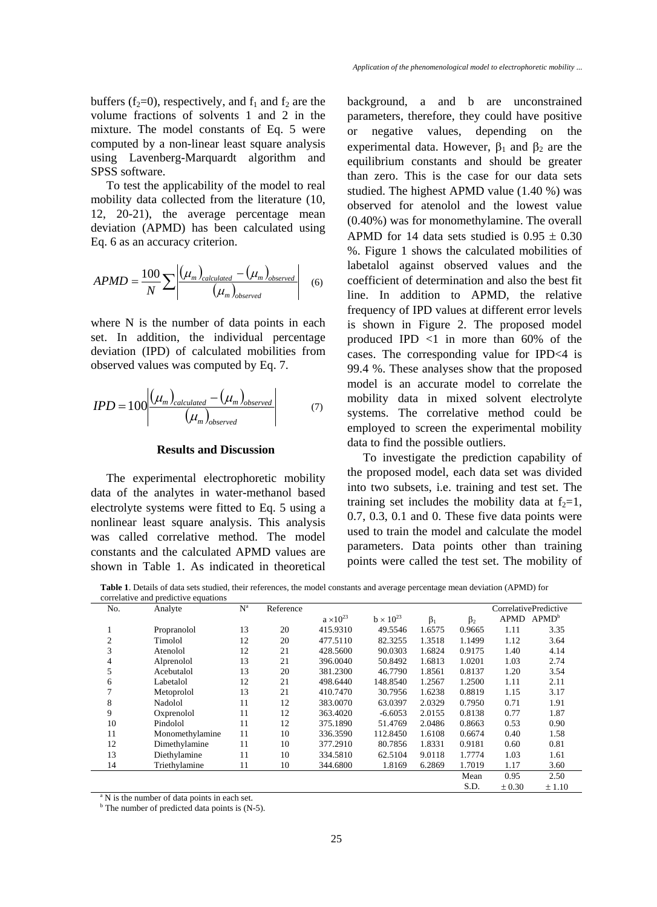buffers ($f_2$=0), respectively, and $f_1$ and $f_2$ are the volume fractions of solvents 1 and 2 in the mixture. The model constants of Eq. 5 were computed by a non-linear least square analysis using Lavenberg-Marquardt algorithm and SPSS software.

To test the applicability of the model to real mobility data collected from the literature (10, 12, 20-21), the average percentage mean deviation (APMD) has been calculated using Eq. 6 as an accuracy criterion.

$$APMD = \frac{100}{N}\sum\left|\frac{(\mu_m)_{calculated} - (\mu_m)_{observed}}{(\mu_m)_{observed}}\right| \quad (6)$$

where N is the number of data points in each set. In addition, the individual percentage deviation (IPD) of calculated mobilities from observed values was computed by Eq. 7.

$$IPD = 100\left|\frac{(\mu_m)_{calculated} - (\mu_m)_{observed}}{(\mu_m)_{observed}}\right| \quad (7)$$

## Results and Discussion

The experimental electrophoretic mobility data of the analytes in water-methanol based electrolyte systems were fitted to Eq. 5 using a nonlinear least square analysis. This analysis was called correlative method. The model constants and the calculated APMD values are shown in Table 1. As indicated in theoretical background, a and b are unconstrained parameters, therefore, they could have positive or negative values, depending on the experimental data. However, $\beta_1$ and $\beta_2$ are the equilibrium constants and should be greater than zero. This is the case for our data sets studied. The highest APMD value (1.40 %) was observed for atenolol and the lowest value (0.40%) was for monomethylamine. The overall APMD for 14 data sets studied is 0.95 ± 0.30 %. Figure 1 shows the calculated mobilities of labetalol against observed values and the coefficient of determination and also the best fit line. In addition to APMD, the relative frequency of IPD values at different error levels is shown in Figure 2. The proposed model produced IPD <1 in more than 60% of the cases. The corresponding value for IPD<4 is 99.4 %. These analyses show that the proposed model is an accurate model to correlate the mobility data in mixed solvent electrolyte systems. The correlative method could be employed to screen the experimental mobility data to find the possible outliers.

To investigate the prediction capability of the proposed model, each data set was divided into two subsets, i.e. training and test set. The training set includes the mobility data at $f_2$=1, 0.7, 0.3, 0.1 and 0. These five data points were used to train the model and calculate the model parameters. Data points other than training points were called the test set. The mobility of

**Table 1**. Details of data sets studied, their references, the model constants and average percentage mean deviation (APMD) for correlative and predictive equations

| No. | Analyte | N[a] | Reference | $a \times 10^{23}$ | $b \times 10^{23}$ | $\beta_1$ | $\beta_2$ | Correlative APMD | Predictive APMD[b] |
|---|---|---|---|---|---|---|---|---|---|
| 1 | Propranolol | 13 | 20 | 415.9310 | 49.5546 | 1.6575 | 0.9665 | 1.11 | 3.35 |
| 2 | Timolol | 12 | 20 | 477.5110 | 82.3255 | 1.3518 | 1.1499 | 1.12 | 3.64 |
| 3 | Atenolol | 12 | 21 | 428.5600 | 90.0303 | 1.6824 | 0.9175 | 1.40 | 4.14 |
| 4 | Alprenolol | 13 | 21 | 396.0040 | 50.8492 | 1.6813 | 1.0201 | 1.03 | 2.74 |
| 5 | Acebutalol | 13 | 20 | 381.2300 | 46.7790 | 1.8561 | 0.8137 | 1.20 | 3.54 |
| 6 | Labetalol | 12 | 21 | 498.6440 | 148.8540 | 1.2567 | 1.2500 | 1.11 | 2.11 |
| 7 | Metoprolol | 13 | 21 | 410.7470 | 30.7956 | 1.6238 | 0.8819 | 1.15 | 3.17 |
| 8 | Nadolol | 11 | 12 | 383.0070 | 63.0397 | 2.0329 | 0.7950 | 0.71 | 1.91 |
| 9 | Oxprenolol | 11 | 12 | 363.4020 | -6.6053 | 2.0155 | 0.8138 | 0.77 | 1.87 |
| 10 | Pindolol | 11 | 12 | 375.1890 | 51.4769 | 2.0486 | 0.8663 | 0.53 | 0.90 |
| 11 | Monomethylamine | 11 | 10 | 336.3590 | 112.8450 | 1.6108 | 0.6674 | 0.40 | 1.58 |
| 12 | Dimethylamine | 11 | 10 | 377.2910 | 80.7856 | 1.8331 | 0.9181 | 0.60 | 0.81 |
| 13 | Diethylamine | 11 | 10 | 334.5810 | 62.5104 | 9.0118 | 1.7774 | 1.03 | 1.61 |
| 14 | Triethylamine | 11 | 10 | 344.6800 | 1.8169 | 6.2869 | 1.7019 | 1.17 | 3.60 |
| | | | | | | | Mean | 0.95 | 2.50 |
| | | | | | | | S.D. | ± 0.30 | ± 1.10 |

[a] N is the number of data points in each set.
[b] The number of predicted data points is (N-5).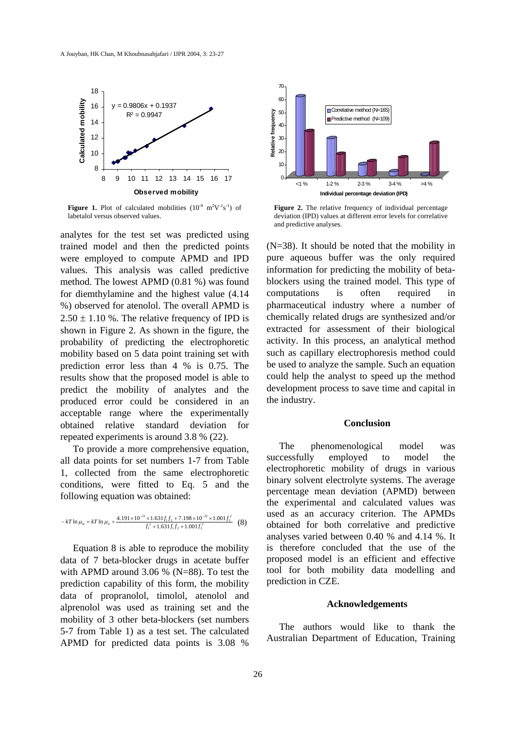**Figure 1.** Plot of calculated mobilities ($10^{-9}$ $m^2V^{-1}s^{-1}$) of labetalol versus observed values.

**Figure 2.** The relative frequency of individual percentage deviation (IPD) values at different error levels for correlative and predictive analyses.

analytes for the test set was predicted using trained model and then the predicted points were employed to compute APMD and IPD values. This analysis was called predictive method. The lowest APMD (0.81 %) was found for diemthylamine and the highest value (4.14 %) observed for atenolol. The overall APMD is $2.50 \pm 1.10$ %. The relative frequency of IPD is shown in Figure 2. As shown in the figure, the probability of predicting the electrophoretic mobility based on 5 data point training set with prediction error less than 4 % is 0.75. The results show that the proposed model is able to predict the mobility of analytes and the produced error could be considered in an acceptable range where the experimentally obtained relative standard deviation for repeated experiments is around 3.8 % (22).

To provide a more comprehensive equation, all data points for set numbers 1-7 from Table 1, collected from the same electrophoretic conditions, were fitted to Eq. 5 and the following equation was obtained:

$$-kT\ln\mu_m = kT\ln\mu_w + \frac{4.191\times10^{-21}\times1.631 f_1 f_2 + 7.198\times10^{-22}\times1.001 f_2^2}{f_1^2 + 1.631 f_1 f_2 + 1.001 f_2^2} \quad (8)$$

Equation 8 is able to reproduce the mobility data of 7 beta-blocker drugs in acetate buffer with APMD around 3.06 % (N=88). To test the prediction capability of this form, the mobility data of propranolol, timolol, atenolol and alprenolol was used as training set and the mobility of 3 other beta-blockers (set numbers 5-7 from Table 1) as a test set. The calculated APMD for predicted data points is 3.08 % (N=38). It should be noted that the mobility in pure aqueous buffer was the only required information for predicting the mobility of beta-blockers using the trained model. This type of computations is often required in pharmaceutical industry where a number of chemically related drugs are synthesized and/or extracted for assessment of their biological activity. In this process, an analytical method such as capillary electrophoresis method could be used to analyze the sample. Such an equation could help the analyst to speed up the method development process to save time and capital in the industry.

## Conclusion

The phenomenological model was successfully employed to model the electrophoretic mobility of drugs in various binary solvent electrolyte systems. The average percentage mean deviation (APMD) between the experimental and calculated values was used as an accuracy criterion. The APMDs obtained for both correlative and predictive analyses varied between 0.40 % and 4.14 %. It is therefore concluded that the use of the proposed model is an efficient and effective tool for both mobility data modelling and prediction in CZE.

## Acknowledgements

The authors would like to thank the Australian Department of Education, Training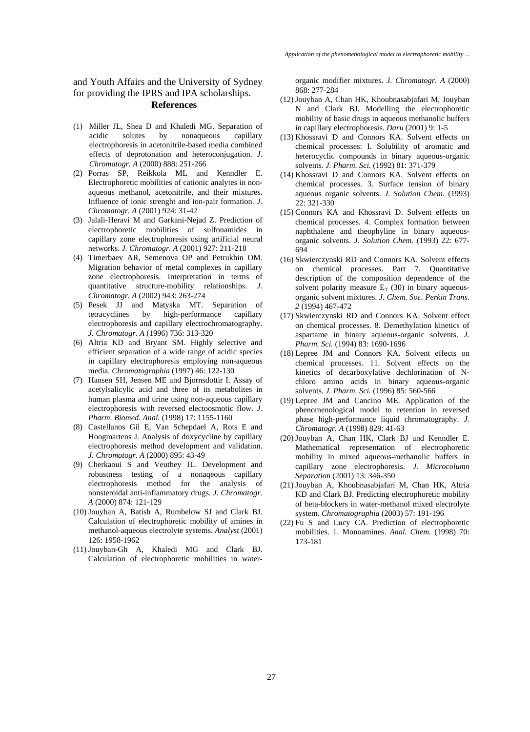and Youth Affairs and the University of Sydney for providing the IPRS and IPA scholarships.

## References

(1) Miller JL, Shea D and Khaledi MG. Separation of acidic solutes by nonaqueous capillary electrophoresis in acetonitrile-based media combined effects of deprotonation and heteroconjugation. *J. Chromatogr. A* (2000) 888: 251-266

(2) Porras SP, Reikkola ML and Kenndler E. Electrophoretic mobilities of cationic analytes in non-aqueous methanol, acetonitrile, and their mixtures. Influence of ionic strenght and ion-pair formation. *J. Chromatogr. A* (2001) 924: 31-42

(3) Jalali-Heravi M and Garkani-Nejad Z. Prediction of electrophoretic mobilities of sulfonamides in capillary zone electrophoresis using artificial neural networks. *J. Chromatogr. A* (2001) 927: 211-218

(4) Timerbaev AR, Semenova OP and Petrukhin OM. Migration behavior of metal complexes in capillary zone electrophoresis. Interpretation in terms of quantitative structure-mobility relationships. *J. Chromatogr. A* (2002) 943: 263-274

(5) Pesek JJ and Matyska MT. Separation of tetracyclines by high-performance capillary electrophoresis and capillary electrochromatography. *J. Chromatogr. A* (1996) 736: 313-320

(6) Altria KD and Bryant SM. Highly selective and efficient separation of a wide range of acidic species in capillary electrophoresis employing non-aqueous media. *Chromatographia* (1997) 46: 122-130

(7) Hansen SH, Jensen ME and Bjornsdottir I. Assay of acetylsalicylic acid and three of its metabolites in human plasma and urine using non-aqueous capillary electrophoresis with reversed electoosmotic flow. *J. Pharm. Biomed. Anal.* (1998) 17: 1155-1160

(8) Castellanos Gil E, Van Schepdael A, Rots E and Hoogmartens J. Analysis of doxycycline by capillary electrophoresis method development and validation. *J. Chromatogr. A* (2000) 895: 43-49

(9) Cherkaoui S and Veuthey JL. Development and robustness testing of a nonaqeous capillary electrophoresis method for the analysis of nonsteroidal anti-inflammatory drugs. *J. Chromatogr. A* (2000) 874: 121-129

(10) Jouyban A, Batish A, Rumbelow SJ and Clark BJ. Calculation of electrophoretic mobility of amines in methanol-aqueous electrolyte systems. *Analyst* (2001) 126: 1958-1962

(11) Jouyban-Gh A, Khaledi MG and Clark BJ. Calculation of electrophoretic mobilities in water-organic modifier mixtures. *J. Chromatogr. A* (2000) 868: 277-284

(12) Jouyban A, Chan HK, Khoubnasabjafari M, Jouyban N and Clark BJ. Modelling the electrophoretic mobility of basic drugs in aqueous methanolic buffers in capillary electrophoresis. *Daru* (2001) 9: 1-5

(13) Khossravi D and Connors KA. Solvent effects on chemical processes: I. Solubility of aromatic and heterocyclic compounds in binary aqueous-organic solvents. *J. Pharm. Sci.* (1992) 81: 371-379

(14) Khossravi D and Connors KA. Solvent effects on chemical processes. 3. Surface tension of binary aqueous organic solvents. *J. Solution Chem.* (1993) 22: 321-330

(15) Connors KA and Khossravi D. Solvent effects on chemical processes. 4. Complex formation between naphthalene and theophyline in binary aqueous-organic solvents. *J. Solution Chem.* (1993) 22: 677-694

(16) Skwierczynski RD and Connors KA. Solvent effects on chemical processes. Part 7. Quantitative description of the composition dependence of the solvent polarity measure $E_T$ (30) in binary aqueous-organic solvent mixtures. *J. Chem. Soc. Perkin Trans. 2* (1994) 467-472

(17) Skwierczynski RD and Connors KA. Solvent effect on chemical processes. 8. Demethylation kinetics of aspartame in binary aqueous-organic solvents. *J. Pharm. Sci.* (1994) 83: 1690-1696

(18) Lepree JM and Connors KA. Solvent effects on chemical processes. 11. Solvent effects on the kinetics of decarboxylative dechlorination of N-chloro amino acids in binary aqueous-organic solvents. *J. Pharm. Sci.* (1996) 85: 560-566

(19) Lepree JM and Cancino ME. Application of the phenomenological model to retention in reversed phase high-performance liquid chromatography. *J. Chromatogr. A* (1998) 829: 41-63

(20) Jouyban A, Chan HK, Clark BJ and Kenndler E. Mathematical representation of electrophoretic mobility in mixed aqueous-methanolic buffers in capillary zone electrophoresis. *J. Microcolumn Separation* (2001) 13: 346-350

(21) Jouyban A, Khoubnasabjafari M, Chan HK, Altria KD and Clark BJ. Predicting electrophoretic mobility of beta-blockers in water-methanol mixed electrolyte system. *Chromatographia* (2003) 57: 191-196

(22) Fu S and Lucy CA. Prediction of electrophoretic mobilities. 1. Monoamines. *Anal. Chem.* (1998) 70: 173-181